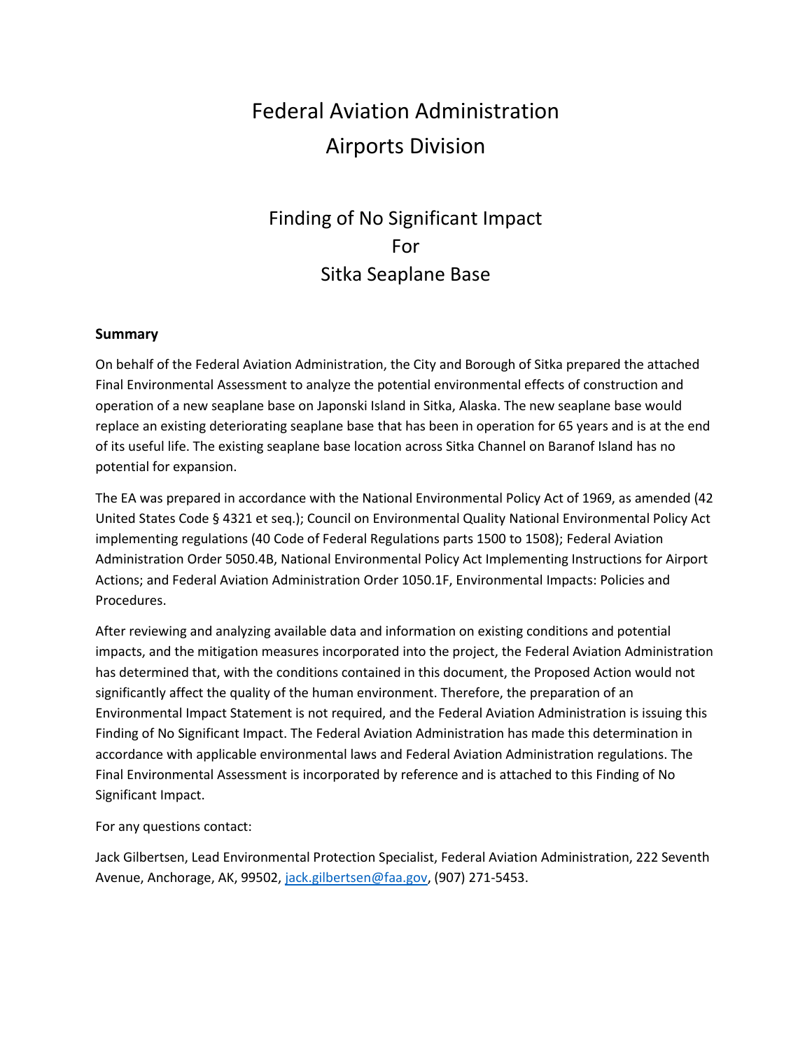# Federal Aviation Administration
# Airports Division

## Finding of No Significant Impact
## For
## Sitka Seaplane Base

**Summary**

On behalf of the Federal Aviation Administration, the City and Borough of Sitka prepared the attached Final Environmental Assessment to analyze the potential environmental effects of construction and operation of a new seaplane base on Japonski Island in Sitka, Alaska. The new seaplane base would replace an existing deteriorating seaplane base that has been in operation for 65 years and is at the end of its useful life. The existing seaplane base location across Sitka Channel on Baranof Island has no potential for expansion.

The EA was prepared in accordance with the National Environmental Policy Act of 1969, as amended (42 United States Code § 4321 et seq.); Council on Environmental Quality National Environmental Policy Act implementing regulations (40 Code of Federal Regulations parts 1500 to 1508); Federal Aviation Administration Order 5050.4B, National Environmental Policy Act Implementing Instructions for Airport Actions; and Federal Aviation Administration Order 1050.1F, Environmental Impacts: Policies and Procedures.

After reviewing and analyzing available data and information on existing conditions and potential impacts, and the mitigation measures incorporated into the project, the Federal Aviation Administration has determined that, with the conditions contained in this document, the Proposed Action would not significantly affect the quality of the human environment. Therefore, the preparation of an Environmental Impact Statement is not required, and the Federal Aviation Administration is issuing this Finding of No Significant Impact. The Federal Aviation Administration has made this determination in accordance with applicable environmental laws and Federal Aviation Administration regulations. The Final Environmental Assessment is incorporated by reference and is attached to this Finding of No Significant Impact.

For any questions contact:

Jack Gilbertsen, Lead Environmental Protection Specialist, Federal Aviation Administration, 222 Seventh Avenue, Anchorage, AK, 99502, jack.gilbertsen@faa.gov, (907) 271-5453.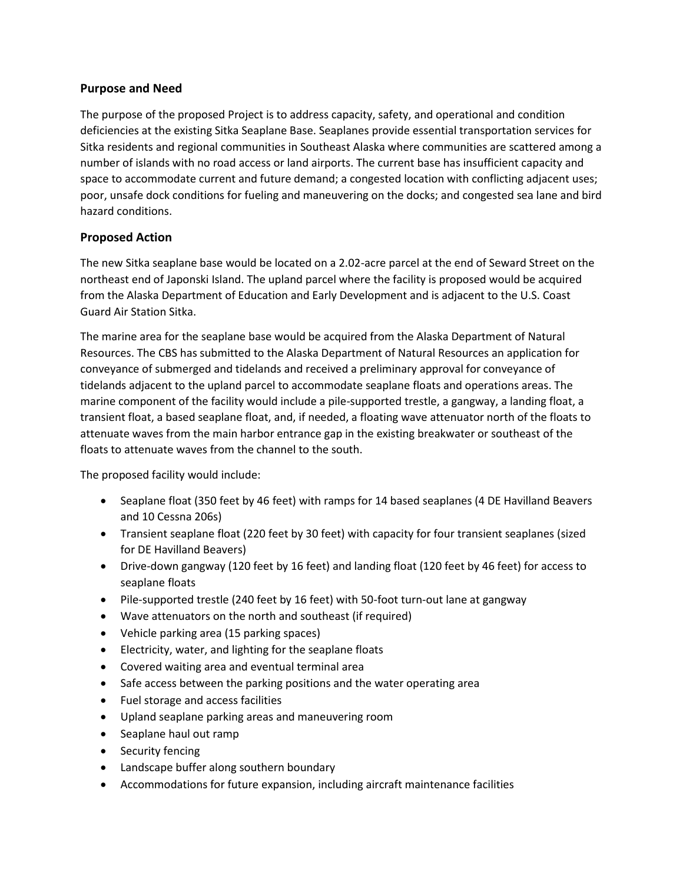## Purpose and Need

The purpose of the proposed Project is to address capacity, safety, and operational and condition deficiencies at the existing Sitka Seaplane Base. Seaplanes provide essential transportation services for Sitka residents and regional communities in Southeast Alaska where communities are scattered among a number of islands with no road access or land airports. The current base has insufficient capacity and space to accommodate current and future demand; a congested location with conflicting adjacent uses; poor, unsafe dock conditions for fueling and maneuvering on the docks; and congested sea lane and bird hazard conditions.

## Proposed Action

The new Sitka seaplane base would be located on a 2.02-acre parcel at the end of Seward Street on the northeast end of Japonski Island. The upland parcel where the facility is proposed would be acquired from the Alaska Department of Education and Early Development and is adjacent to the U.S. Coast Guard Air Station Sitka.

The marine area for the seaplane base would be acquired from the Alaska Department of Natural Resources. The CBS has submitted to the Alaska Department of Natural Resources an application for conveyance of submerged and tidelands and received a preliminary approval for conveyance of tidelands adjacent to the upland parcel to accommodate seaplane floats and operations areas. The marine component of the facility would include a pile-supported trestle, a gangway, a landing float, a transient float, a based seaplane float, and, if needed, a floating wave attenuator north of the floats to attenuate waves from the main harbor entrance gap in the existing breakwater or southeast of the floats to attenuate waves from the channel to the south.

The proposed facility would include:

- Seaplane float (350 feet by 46 feet) with ramps for 14 based seaplanes (4 DE Havilland Beavers and 10 Cessna 206s)
- Transient seaplane float (220 feet by 30 feet) with capacity for four transient seaplanes (sized for DE Havilland Beavers)
- Drive-down gangway (120 feet by 16 feet) and landing float (120 feet by 46 feet) for access to seaplane floats
- Pile-supported trestle (240 feet by 16 feet) with 50-foot turn-out lane at gangway
- Wave attenuators on the north and southeast (if required)
- Vehicle parking area (15 parking spaces)
- Electricity, water, and lighting for the seaplane floats
- Covered waiting area and eventual terminal area
- Safe access between the parking positions and the water operating area
- Fuel storage and access facilities
- Upland seaplane parking areas and maneuvering room
- Seaplane haul out ramp
- Security fencing
- Landscape buffer along southern boundary
- Accommodations for future expansion, including aircraft maintenance facilities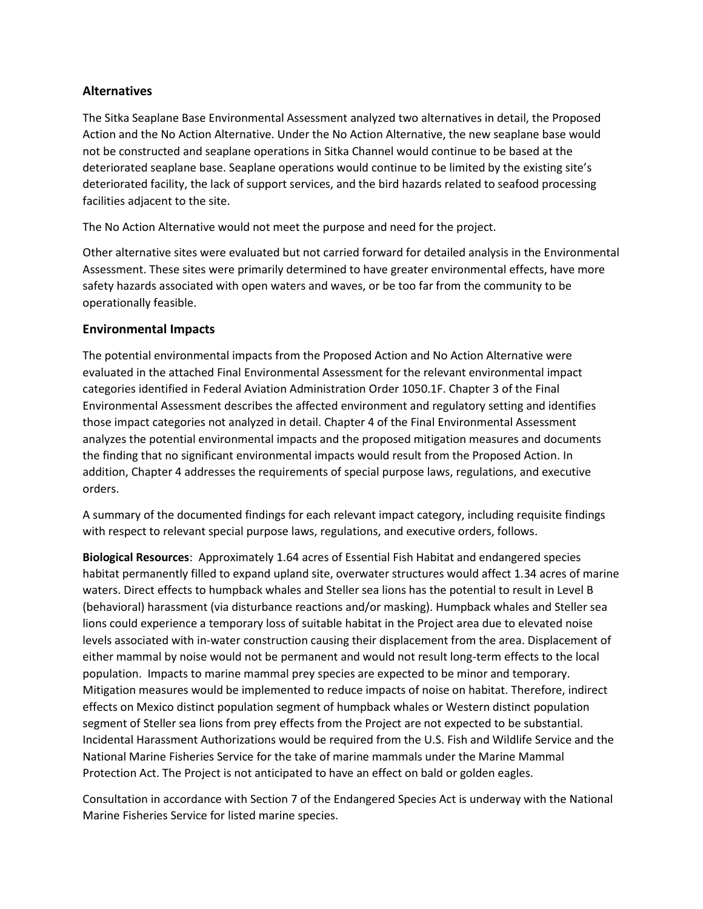## Alternatives

The Sitka Seaplane Base Environmental Assessment analyzed two alternatives in detail, the Proposed Action and the No Action Alternative. Under the No Action Alternative, the new seaplane base would not be constructed and seaplane operations in Sitka Channel would continue to be based at the deteriorated seaplane base. Seaplane operations would continue to be limited by the existing site's deteriorated facility, the lack of support services, and the bird hazards related to seafood processing facilities adjacent to the site.

The No Action Alternative would not meet the purpose and need for the project.

Other alternative sites were evaluated but not carried forward for detailed analysis in the Environmental Assessment. These sites were primarily determined to have greater environmental effects, have more safety hazards associated with open waters and waves, or be too far from the community to be operationally feasible.

## Environmental Impacts

The potential environmental impacts from the Proposed Action and No Action Alternative were evaluated in the attached Final Environmental Assessment for the relevant environmental impact categories identified in Federal Aviation Administration Order 1050.1F. Chapter 3 of the Final Environmental Assessment describes the affected environment and regulatory setting and identifies those impact categories not analyzed in detail. Chapter 4 of the Final Environmental Assessment analyzes the potential environmental impacts and the proposed mitigation measures and documents the finding that no significant environmental impacts would result from the Proposed Action. In addition, Chapter 4 addresses the requirements of special purpose laws, regulations, and executive orders.

A summary of the documented findings for each relevant impact category, including requisite findings with respect to relevant special purpose laws, regulations, and executive orders, follows.

**Biological Resources**: Approximately 1.64 acres of Essential Fish Habitat and endangered species habitat permanently filled to expand upland site, overwater structures would affect 1.34 acres of marine waters. Direct effects to humpback whales and Steller sea lions has the potential to result in Level B (behavioral) harassment (via disturbance reactions and/or masking). Humpback whales and Steller sea lions could experience a temporary loss of suitable habitat in the Project area due to elevated noise levels associated with in-water construction causing their displacement from the area. Displacement of either mammal by noise would not be permanent and would not result long-term effects to the local population. Impacts to marine mammal prey species are expected to be minor and temporary. Mitigation measures would be implemented to reduce impacts of noise on habitat. Therefore, indirect effects on Mexico distinct population segment of humpback whales or Western distinct population segment of Steller sea lions from prey effects from the Project are not expected to be substantial. Incidental Harassment Authorizations would be required from the U.S. Fish and Wildlife Service and the National Marine Fisheries Service for the take of marine mammals under the Marine Mammal Protection Act. The Project is not anticipated to have an effect on bald or golden eagles.

Consultation in accordance with Section 7 of the Endangered Species Act is underway with the National Marine Fisheries Service for listed marine species.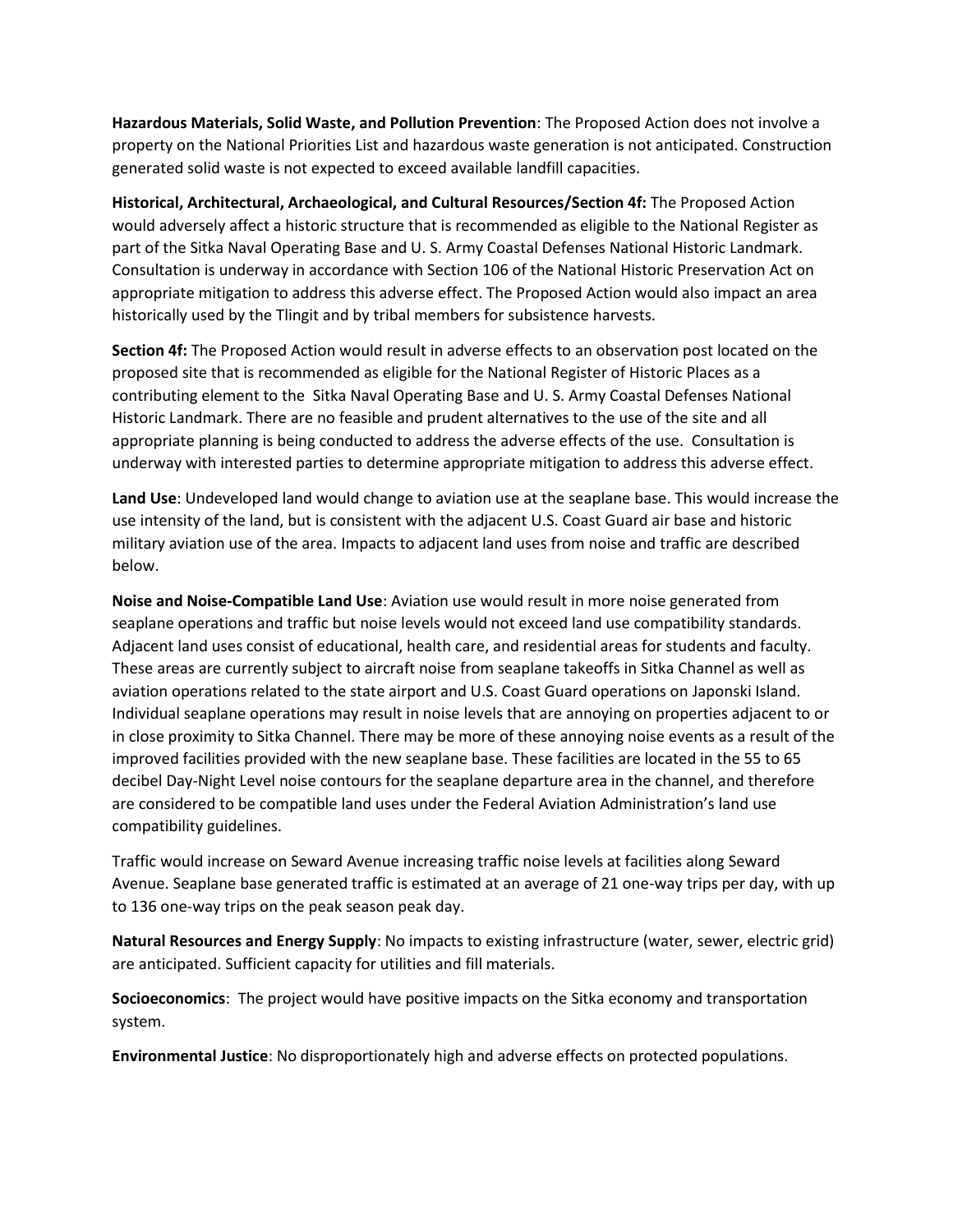**Hazardous Materials, Solid Waste, and Pollution Prevention**: The Proposed Action does not involve a property on the National Priorities List and hazardous waste generation is not anticipated. Construction generated solid waste is not expected to exceed available landfill capacities.

**Historical, Architectural, Archaeological, and Cultural Resources/Section 4f:** The Proposed Action would adversely affect a historic structure that is recommended as eligible to the National Register as part of the Sitka Naval Operating Base and U. S. Army Coastal Defenses National Historic Landmark. Consultation is underway in accordance with Section 106 of the National Historic Preservation Act on appropriate mitigation to address this adverse effect. The Proposed Action would also impact an area historically used by the Tlingit and by tribal members for subsistence harvests.

**Section 4f:** The Proposed Action would result in adverse effects to an observation post located on the proposed site that is recommended as eligible for the National Register of Historic Places as a contributing element to the Sitka Naval Operating Base and U. S. Army Coastal Defenses National Historic Landmark. There are no feasible and prudent alternatives to the use of the site and all appropriate planning is being conducted to address the adverse effects of the use. Consultation is underway with interested parties to determine appropriate mitigation to address this adverse effect.

**Land Use**: Undeveloped land would change to aviation use at the seaplane base. This would increase the use intensity of the land, but is consistent with the adjacent U.S. Coast Guard air base and historic military aviation use of the area. Impacts to adjacent land uses from noise and traffic are described below.

**Noise and Noise-Compatible Land Use**: Aviation use would result in more noise generated from seaplane operations and traffic but noise levels would not exceed land use compatibility standards. Adjacent land uses consist of educational, health care, and residential areas for students and faculty. These areas are currently subject to aircraft noise from seaplane takeoffs in Sitka Channel as well as aviation operations related to the state airport and U.S. Coast Guard operations on Japonski Island. Individual seaplane operations may result in noise levels that are annoying on properties adjacent to or in close proximity to Sitka Channel. There may be more of these annoying noise events as a result of the improved facilities provided with the new seaplane base. These facilities are located in the 55 to 65 decibel Day-Night Level noise contours for the seaplane departure area in the channel, and therefore are considered to be compatible land uses under the Federal Aviation Administration's land use compatibility guidelines.

Traffic would increase on Seward Avenue increasing traffic noise levels at facilities along Seward Avenue. Seaplane base generated traffic is estimated at an average of 21 one-way trips per day, with up to 136 one-way trips on the peak season peak day.

**Natural Resources and Energy Supply**: No impacts to existing infrastructure (water, sewer, electric grid) are anticipated. Sufficient capacity for utilities and fill materials.

**Socioeconomics**: The project would have positive impacts on the Sitka economy and transportation system.

**Environmental Justice**: No disproportionately high and adverse effects on protected populations.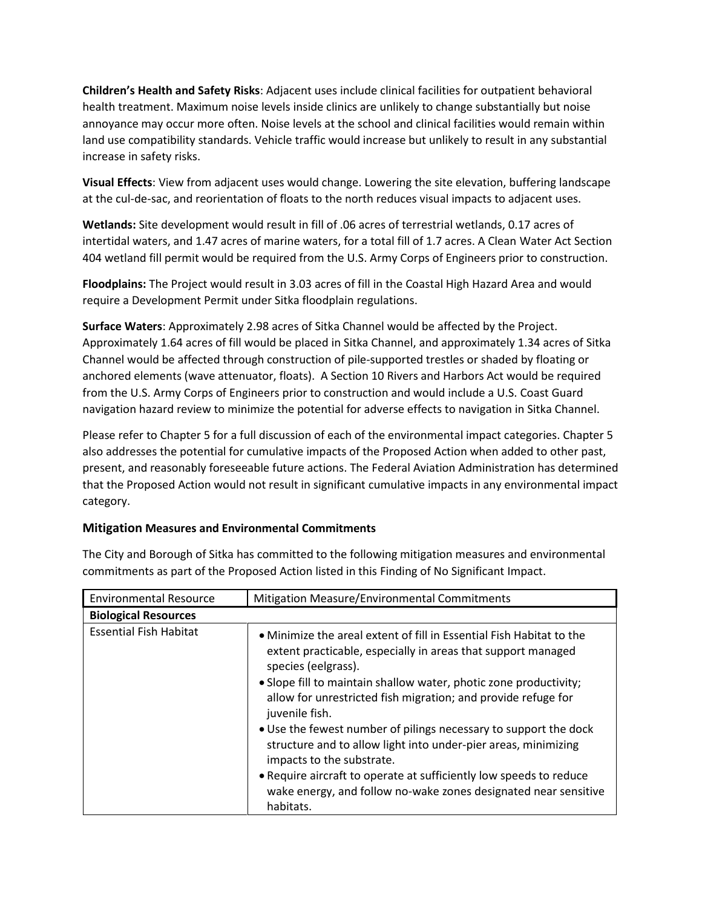**Children's Health and Safety Risks**: Adjacent uses include clinical facilities for outpatient behavioral health treatment. Maximum noise levels inside clinics are unlikely to change substantially but noise annoyance may occur more often. Noise levels at the school and clinical facilities would remain within land use compatibility standards. Vehicle traffic would increase but unlikely to result in any substantial increase in safety risks.

**Visual Effects**: View from adjacent uses would change. Lowering the site elevation, buffering landscape at the cul-de-sac, and reorientation of floats to the north reduces visual impacts to adjacent uses.

**Wetlands:** Site development would result in fill of .06 acres of terrestrial wetlands, 0.17 acres of intertidal waters, and 1.47 acres of marine waters, for a total fill of 1.7 acres. A Clean Water Act Section 404 wetland fill permit would be required from the U.S. Army Corps of Engineers prior to construction.

**Floodplains:** The Project would result in 3.03 acres of fill in the Coastal High Hazard Area and would require a Development Permit under Sitka floodplain regulations.

**Surface Waters**: Approximately 2.98 acres of Sitka Channel would be affected by the Project. Approximately 1.64 acres of fill would be placed in Sitka Channel, and approximately 1.34 acres of Sitka Channel would be affected through construction of pile-supported trestles or shaded by floating or anchored elements (wave attenuator, floats). A Section 10 Rivers and Harbors Act would be required from the U.S. Army Corps of Engineers prior to construction and would include a U.S. Coast Guard navigation hazard review to minimize the potential for adverse effects to navigation in Sitka Channel.

Please refer to Chapter 5 for a full discussion of each of the environmental impact categories. Chapter 5 also addresses the potential for cumulative impacts of the Proposed Action when added to other past, present, and reasonably foreseeable future actions. The Federal Aviation Administration has determined that the Proposed Action would not result in significant cumulative impacts in any environmental impact category.

### Mitigation Measures and Environmental Commitments

The City and Borough of Sitka has committed to the following mitigation measures and environmental commitments as part of the Proposed Action listed in this Finding of No Significant Impact.

| Environmental Resource | Mitigation Measure/Environmental Commitments |
|---|---|
| **Biological Resources** | |
| Essential Fish Habitat | • Minimize the areal extent of fill in Essential Fish Habitat to the extent practicable, especially in areas that support managed species (eelgrass).<br>• Slope fill to maintain shallow water, photic zone productivity; allow for unrestricted fish migration; and provide refuge for juvenile fish.<br>• Use the fewest number of pilings necessary to support the dock structure and to allow light into under-pier areas, minimizing impacts to the substrate.<br>• Require aircraft to operate at sufficiently low speeds to reduce wake energy, and follow no-wake zones designated near sensitive habitats. |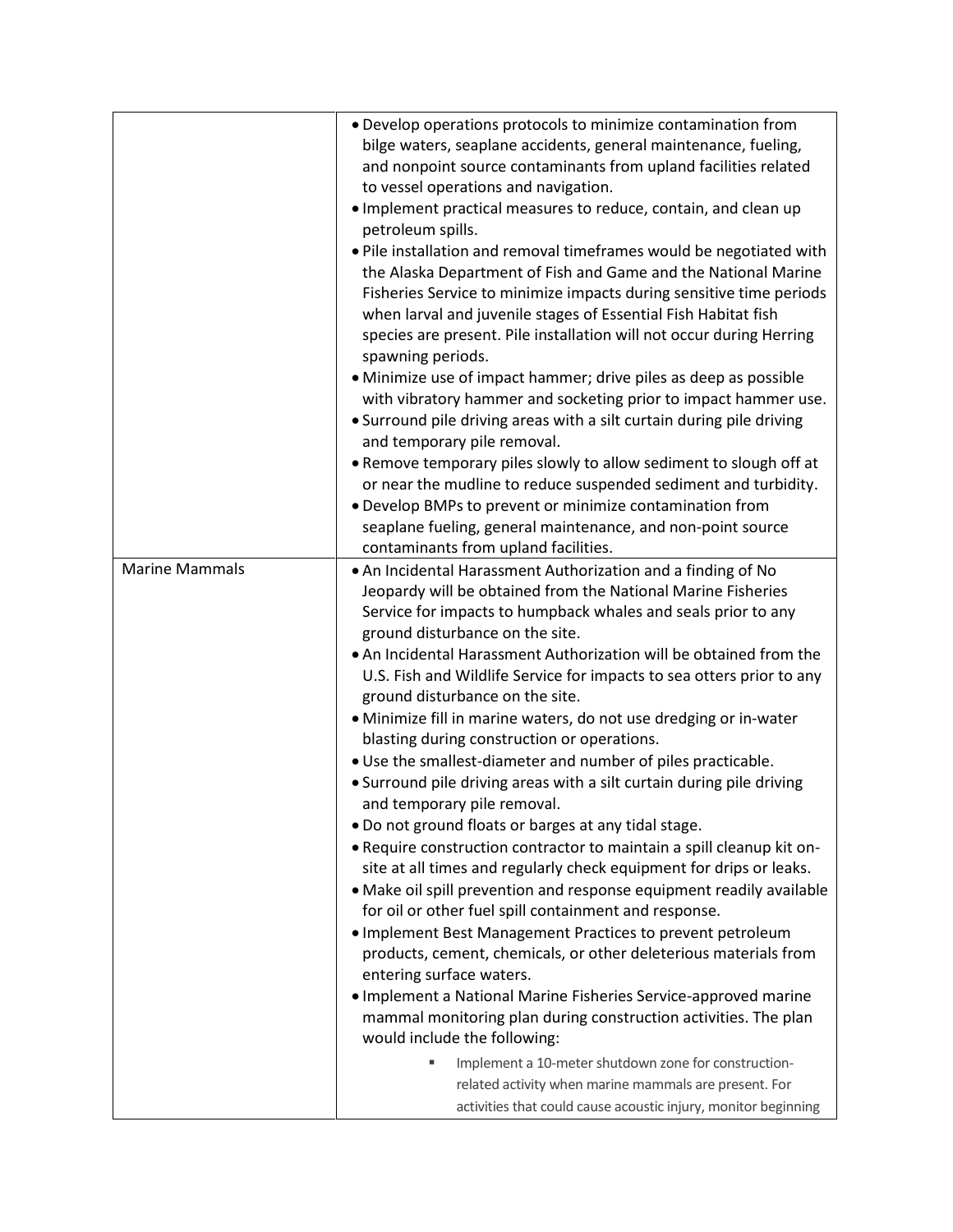| | |
|---|---|
| | • Develop operations protocols to minimize contamination from bilge waters, seaplane accidents, general maintenance, fueling, and nonpoint source contaminants from upland facilities related to vessel operations and navigation.<br>• Implement practical measures to reduce, contain, and clean up petroleum spills.<br>• Pile installation and removal timeframes would be negotiated with the Alaska Department of Fish and Game and the National Marine Fisheries Service to minimize impacts during sensitive time periods when larval and juvenile stages of Essential Fish Habitat fish species are present. Pile installation will not occur during Herring spawning periods.<br>• Minimize use of impact hammer; drive piles as deep as possible with vibratory hammer and socketing prior to impact hammer use.<br>• Surround pile driving areas with a silt curtain during pile driving and temporary pile removal.<br>• Remove temporary piles slowly to allow sediment to slough off at or near the mudline to reduce suspended sediment and turbidity.<br>• Develop BMPs to prevent or minimize contamination from seaplane fueling, general maintenance, and non-point source contaminants from upland facilities. |
| Marine Mammals | • An Incidental Harassment Authorization and a finding of No Jeopardy will be obtained from the National Marine Fisheries Service for impacts to humpback whales and seals prior to any ground disturbance on the site.<br>• An Incidental Harassment Authorization will be obtained from the U.S. Fish and Wildlife Service for impacts to sea otters prior to any ground disturbance on the site.<br>• Minimize fill in marine waters, do not use dredging or in-water blasting during construction or operations.<br>• Use the smallest-diameter and number of piles practicable.<br>• Surround pile driving areas with a silt curtain during pile driving and temporary pile removal.<br>• Do not ground floats or barges at any tidal stage.<br>• Require construction contractor to maintain a spill cleanup kit on-site at all times and regularly check equipment for drips or leaks.<br>• Make oil spill prevention and response equipment readily available for oil or other fuel spill containment and response.<br>• Implement Best Management Practices to prevent petroleum products, cement, chemicals, or other deleterious materials from entering surface waters.<br>• Implement a National Marine Fisheries Service-approved marine mammal monitoring plan during construction activities. The plan would include the following:<br>&nbsp;&nbsp;&nbsp;&nbsp;▪ Implement a 10-meter shutdown zone for construction-related activity when marine mammals are present. For activities that could cause acoustic injury, monitor beginning |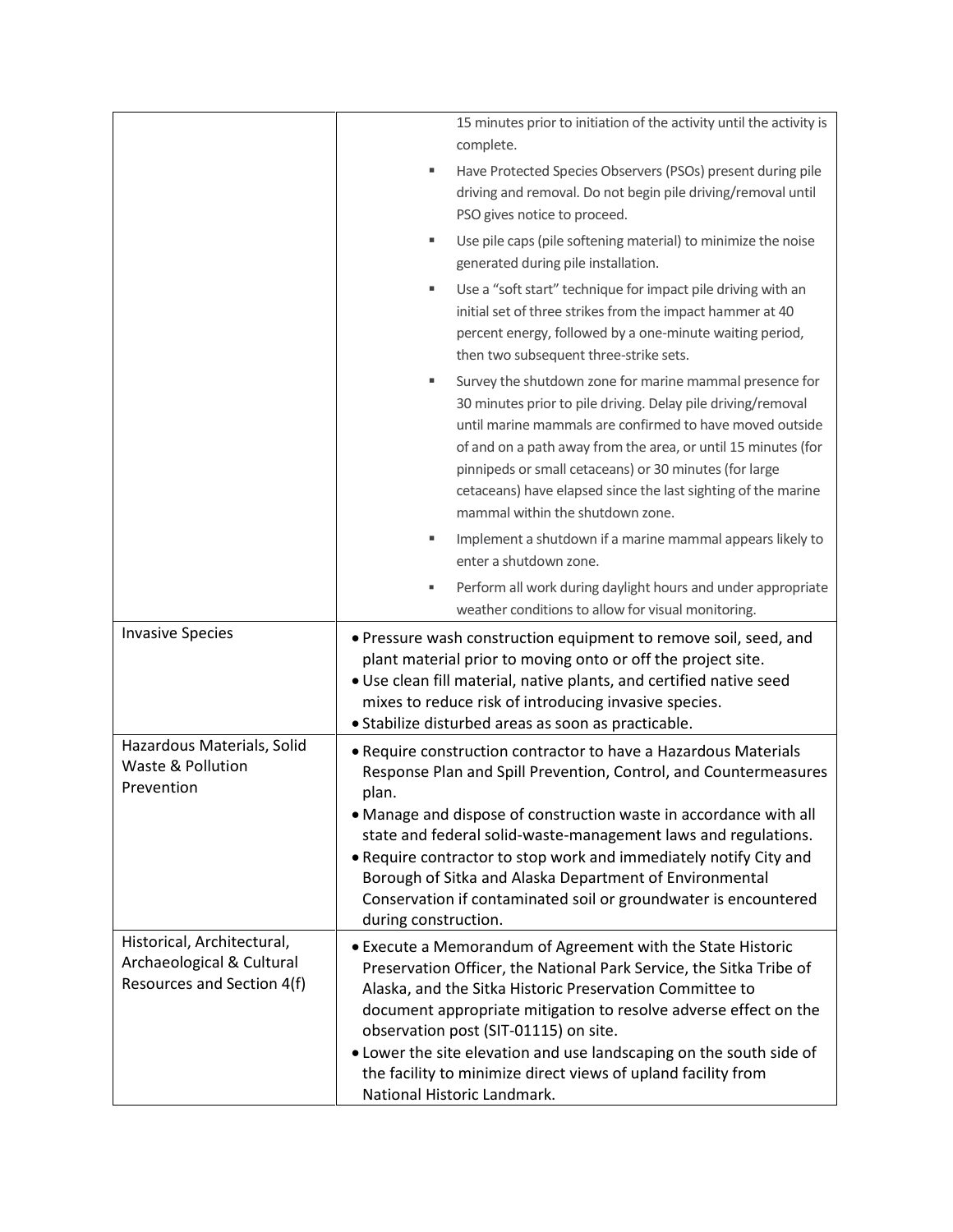| | |
|---|---|
| | 15 minutes prior to initiation of the activity until the activity is complete.<br>▪ Have Protected Species Observers (PSOs) present during pile driving and removal. Do not begin pile driving/removal until PSO gives notice to proceed.<br>▪ Use pile caps (pile softening material) to minimize the noise generated during pile installation.<br>▪ Use a "soft start" technique for impact pile driving with an initial set of three strikes from the impact hammer at 40 percent energy, followed by a one-minute waiting period, then two subsequent three-strike sets.<br>▪ Survey the shutdown zone for marine mammal presence for 30 minutes prior to pile driving. Delay pile driving/removal until marine mammals are confirmed to have moved outside of and on a path away from the area, or until 15 minutes (for pinnipeds or small cetaceans) or 30 minutes (for large cetaceans) have elapsed since the last sighting of the marine mammal within the shutdown zone.<br>▪ Implement a shutdown if a marine mammal appears likely to enter a shutdown zone.<br>▪ Perform all work during daylight hours and under appropriate weather conditions to allow for visual monitoring. |
| Invasive Species | • Pressure wash construction equipment to remove soil, seed, and plant material prior to moving onto or off the project site.<br>• Use clean fill material, native plants, and certified native seed mixes to reduce risk of introducing invasive species.<br>• Stabilize disturbed areas as soon as practicable. |
| Hazardous Materials, Solid Waste & Pollution Prevention | • Require construction contractor to have a Hazardous Materials Response Plan and Spill Prevention, Control, and Countermeasures plan.<br>• Manage and dispose of construction waste in accordance with all state and federal solid-waste-management laws and regulations.<br>• Require contractor to stop work and immediately notify City and Borough of Sitka and Alaska Department of Environmental Conservation if contaminated soil or groundwater is encountered during construction. |
| Historical, Architectural, Archaeological & Cultural Resources and Section 4(f) | • Execute a Memorandum of Agreement with the State Historic Preservation Officer, the National Park Service, the Sitka Tribe of Alaska, and the Sitka Historic Preservation Committee to document appropriate mitigation to resolve adverse effect on the observation post (SIT-01115) on site.<br>• Lower the site elevation and use landscaping on the south side of the facility to minimize direct views of upland facility from National Historic Landmark. |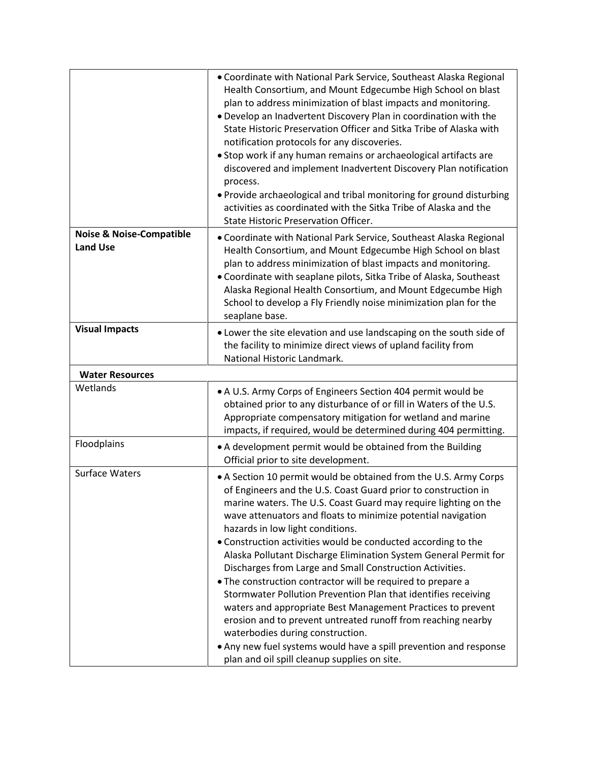| | |
|---|---|
| | • Coordinate with National Park Service, Southeast Alaska Regional Health Consortium, and Mount Edgecumbe High School on blast plan to address minimization of blast impacts and monitoring.<br>• Develop an Inadvertent Discovery Plan in coordination with the State Historic Preservation Officer and Sitka Tribe of Alaska with notification protocols for any discoveries.<br>• Stop work if any human remains or archaeological artifacts are discovered and implement Inadvertent Discovery Plan notification process.<br>• Provide archaeological and tribal monitoring for ground disturbing activities as coordinated with the Sitka Tribe of Alaska and the State Historic Preservation Officer. |
| **Noise & Noise-Compatible Land Use** | • Coordinate with National Park Service, Southeast Alaska Regional Health Consortium, and Mount Edgecumbe High School on blast plan to address minimization of blast impacts and monitoring.<br>• Coordinate with seaplane pilots, Sitka Tribe of Alaska, Southeast Alaska Regional Health Consortium, and Mount Edgecumbe High School to develop a Fly Friendly noise minimization plan for the seaplane base. |
| **Visual Impacts** | • Lower the site elevation and use landscaping on the south side of the facility to minimize direct views of upland facility from National Historic Landmark. |
| **Water Resources** | |
| Wetlands | • A U.S. Army Corps of Engineers Section 404 permit would be obtained prior to any disturbance of or fill in Waters of the U.S. Appropriate compensatory mitigation for wetland and marine impacts, if required, would be determined during 404 permitting. |
| Floodplains | • A development permit would be obtained from the Building Official prior to site development. |
| Surface Waters | • A Section 10 permit would be obtained from the U.S. Army Corps of Engineers and the U.S. Coast Guard prior to construction in marine waters. The U.S. Coast Guard may require lighting on the wave attenuators and floats to minimize potential navigation hazards in low light conditions.<br>• Construction activities would be conducted according to the Alaska Pollutant Discharge Elimination System General Permit for Discharges from Large and Small Construction Activities.<br>• The construction contractor will be required to prepare a Stormwater Pollution Prevention Plan that identifies receiving waters and appropriate Best Management Practices to prevent erosion and to prevent untreated runoff from reaching nearby waterbodies during construction.<br>• Any new fuel systems would have a spill prevention and response plan and oil spill cleanup supplies on site. |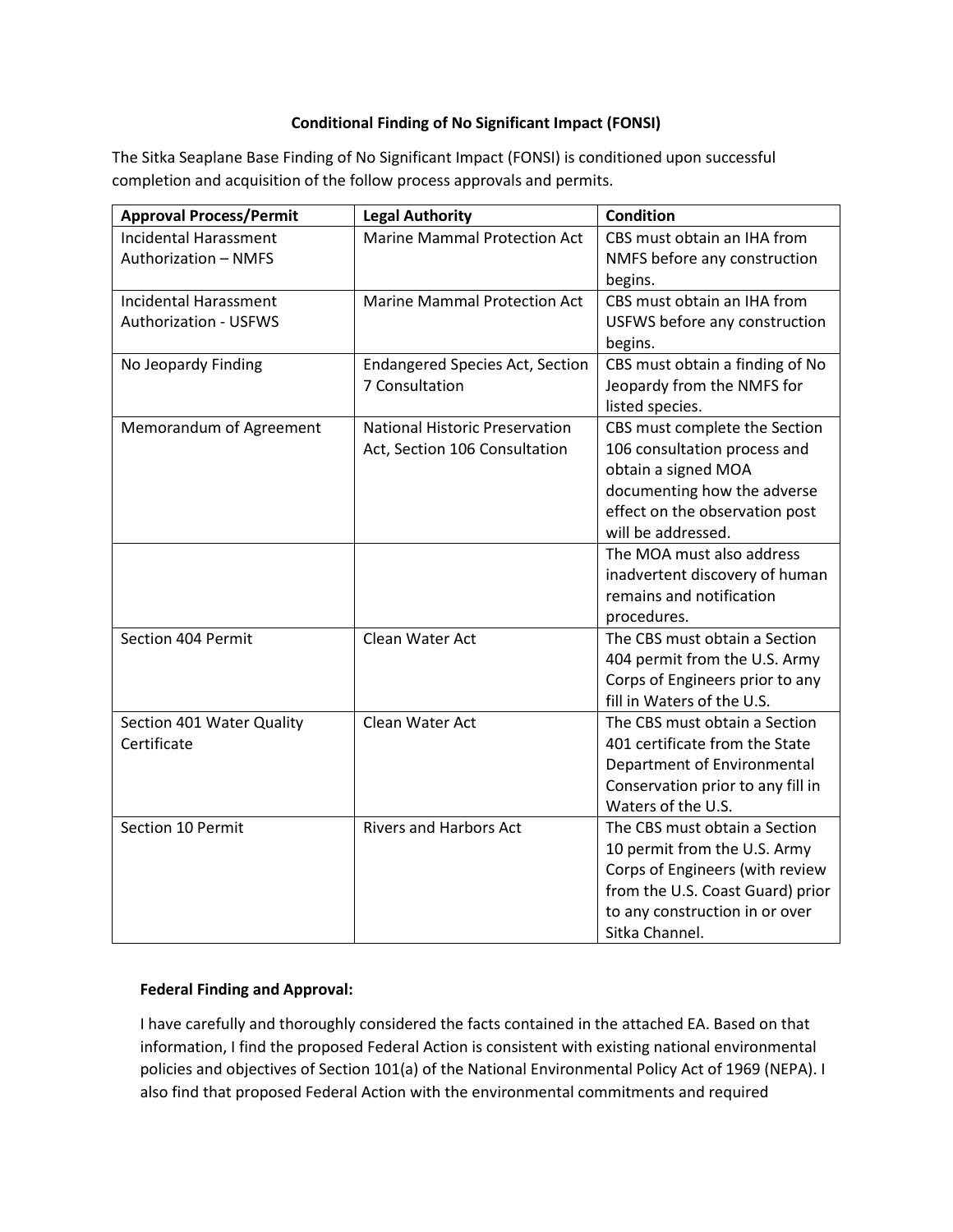**Conditional Finding of No Significant Impact (FONSI)**

The Sitka Seaplane Base Finding of No Significant Impact (FONSI) is conditioned upon successful completion and acquisition of the follow process approvals and permits.

| Approval Process/Permit | Legal Authority | Condition |
|---|---|---|
| Incidental Harassment Authorization – NMFS | Marine Mammal Protection Act | CBS must obtain an IHA from NMFS before any construction begins. |
| Incidental Harassment Authorization - USFWS | Marine Mammal Protection Act | CBS must obtain an IHA from USFWS before any construction begins. |
| No Jeopardy Finding | Endangered Species Act, Section 7 Consultation | CBS must obtain a finding of No Jeopardy from the NMFS for listed species. |
| Memorandum of Agreement | National Historic Preservation Act, Section 106 Consultation | CBS must complete the Section 106 consultation process and obtain a signed MOA documenting how the adverse effect on the observation post will be addressed. |
| | | The MOA must also address inadvertent discovery of human remains and notification procedures. |
| Section 404 Permit | Clean Water Act | The CBS must obtain a Section 404 permit from the U.S. Army Corps of Engineers prior to any fill in Waters of the U.S. |
| Section 401 Water Quality Certificate | Clean Water Act | The CBS must obtain a Section 401 certificate from the State Department of Environmental Conservation prior to any fill in Waters of the U.S. |
| Section 10 Permit | Rivers and Harbors Act | The CBS must obtain a Section 10 permit from the U.S. Army Corps of Engineers (with review from the U.S. Coast Guard) prior to any construction in or over Sitka Channel. |

**Federal Finding and Approval:**

I have carefully and thoroughly considered the facts contained in the attached EA. Based on that information, I find the proposed Federal Action is consistent with existing national environmental policies and objectives of Section 101(a) of the National Environmental Policy Act of 1969 (NEPA). I also find that proposed Federal Action with the environmental commitments and required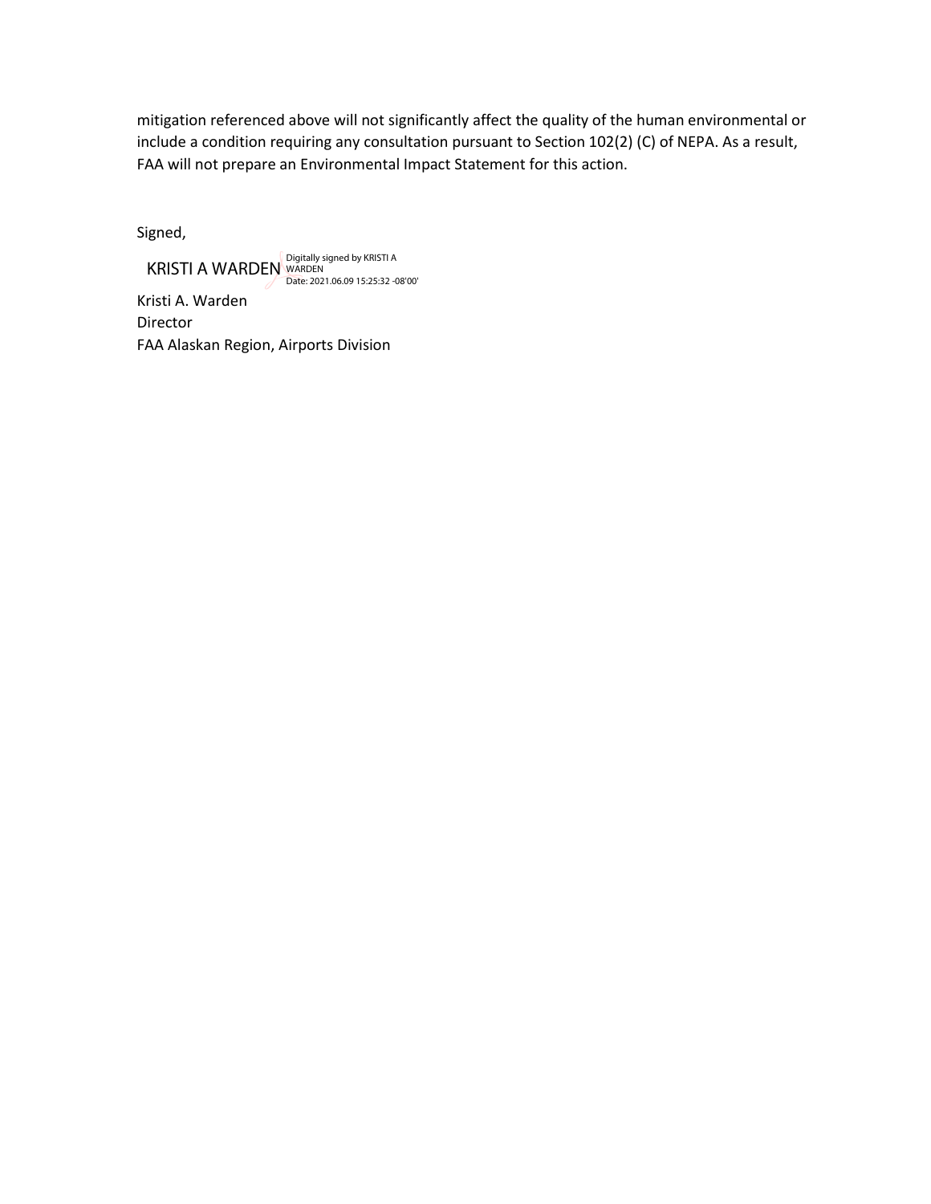mitigation referenced above will not significantly affect the quality of the human environmental or include a condition requiring any consultation pursuant to Section 102(2) (C) of NEPA. As a result, FAA will not prepare an Environmental Impact Statement for this action.

Signed,

KRISTI A WARDEN Digitally signed by KRISTI A WARDEN Date: 2021.06.09 15:25:32 -08'00'

Kristi A. Warden
Director
FAA Alaskan Region, Airports Division